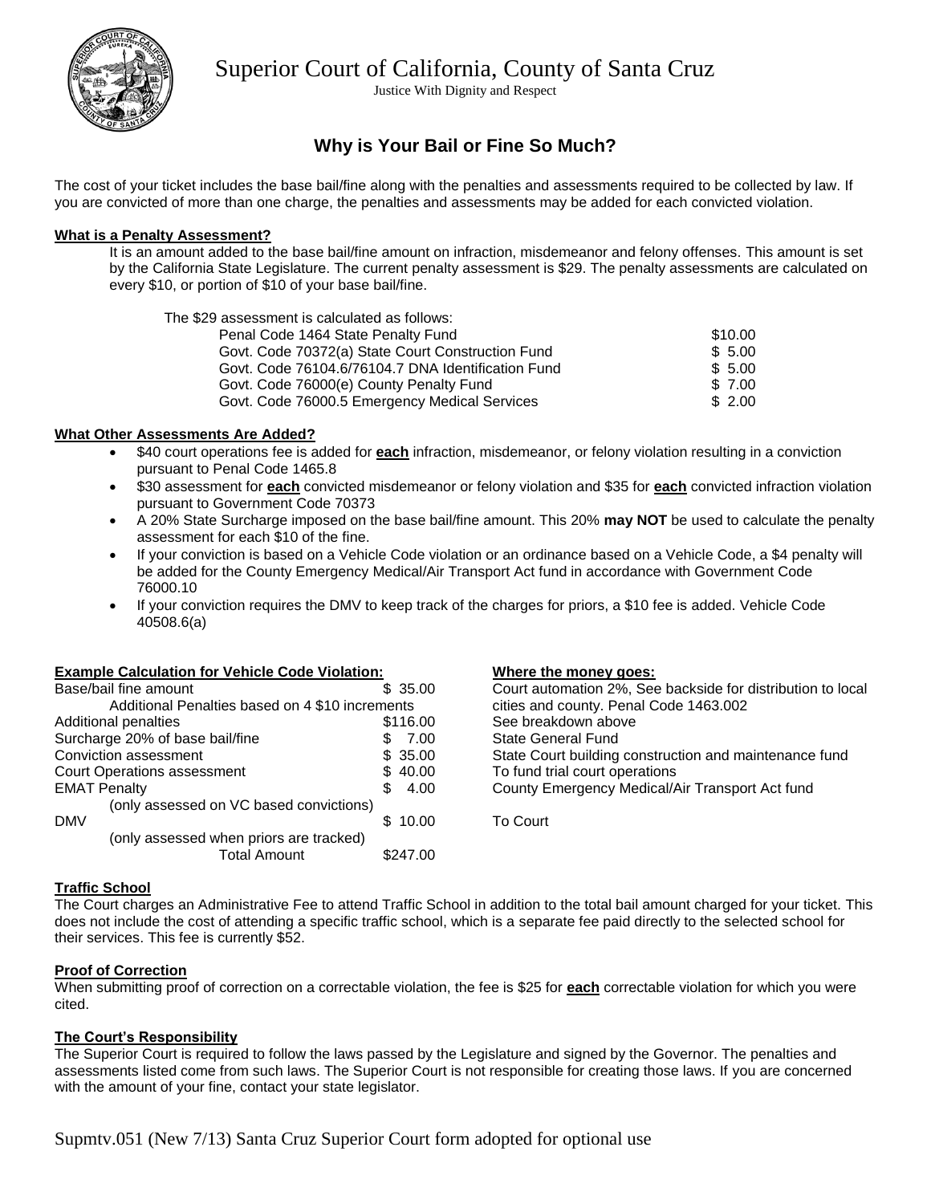# Superior Court of California, County of Santa Cruz

Justice With Dignity and Respect

## Why is Your Bail or Fine So Much?

The cost of your ticket includes the base bail/fine along with the penalties and assessments required to be collected by law. If you are convicted of more than one charge, the penalties and assessments may be added for each convicted violation.

### What is a Penalty Assessment?

It is an amount added to the base bail/fine amount on infraction, misdemeanor and felony offenses. This amount is set by the California State Legislature. The current penalty assessment is $29. The penalty assessments are calculated on every $10, or portion of $10 of your base bail/fine.

The $29 assessment is calculated as follows:

| | |
|---|---|
| Penal Code 1464 State Penalty Fund | $10.00 |
| Govt. Code 70372(a) State Court Construction Fund | $ 5.00 |
| Govt. Code 76104.6/76104.7 DNA Identification Fund | $ 5.00 |
| Govt. Code 76000(e) County Penalty Fund | $ 7.00 |
| Govt. Code 76000.5 Emergency Medical Services | $ 2.00 |

### What Other Assessments Are Added?

- $40 court operations fee is added for **each** infraction, misdemeanor, or felony violation resulting in a conviction pursuant to Penal Code 1465.8
- $30 assessment for **each** convicted misdemeanor or felony violation and $35 for **each** convicted infraction violation pursuant to Government Code 70373
- A 20% State Surcharge imposed on the base bail/fine amount. This 20% **may NOT** be used to calculate the penalty assessment for each $10 of the fine.
- If your conviction is based on a Vehicle Code violation or an ordinance based on a Vehicle Code, a $4 penalty will be added for the County Emergency Medical/Air Transport Act fund in accordance with Government Code 76000.10
- If your conviction requires the DMV to keep track of the charges for priors, a $10 fee is added. Vehicle Code 40508.6(a)

| Example Calculation for Vehicle Code Violation: | | Where the money goes: |
|---|---|---|
| Base/bail fine amount | $ 35.00 | Court automation 2%, See backside for distribution to local cities and county. Penal Code 1463.002 |
| Additional Penalties based on 4 $10 increments | | |
| Additional penalties | $116.00 | See breakdown above |
| Surcharge 20% of base bail/fine | $ 7.00 | State General Fund |
| Conviction assessment | $ 35.00 | State Court building construction and maintenance fund |
| Court Operations assessment | $ 40.00 | To fund trial court operations |
| EMAT Penalty | $ 4.00 | County Emergency Medical/Air Transport Act fund |
| (only assessed on VC based convictions) | | |
| DMV | $ 10.00 | To Court |
| (only assessed when priors are tracked) | | |
| Total Amount | $247.00 | |

### Traffic School

The Court charges an Administrative Fee to attend Traffic School in addition to the total bail amount charged for your ticket. This does not include the cost of attending a specific traffic school, which is a separate fee paid directly to the selected school for their services. This fee is currently $52.

### Proof of Correction

When submitting proof of correction on a correctable violation, the fee is $25 for **each** correctable violation for which you were cited.

### The Court's Responsibility

The Superior Court is required to follow the laws passed by the Legislature and signed by the Governor. The penalties and assessments listed come from such laws. The Superior Court is not responsible for creating those laws. If you are concerned with the amount of your fine, contact your state legislator.

Supmtv.051 (New 7/13) Santa Cruz Superior Court form adopted for optional use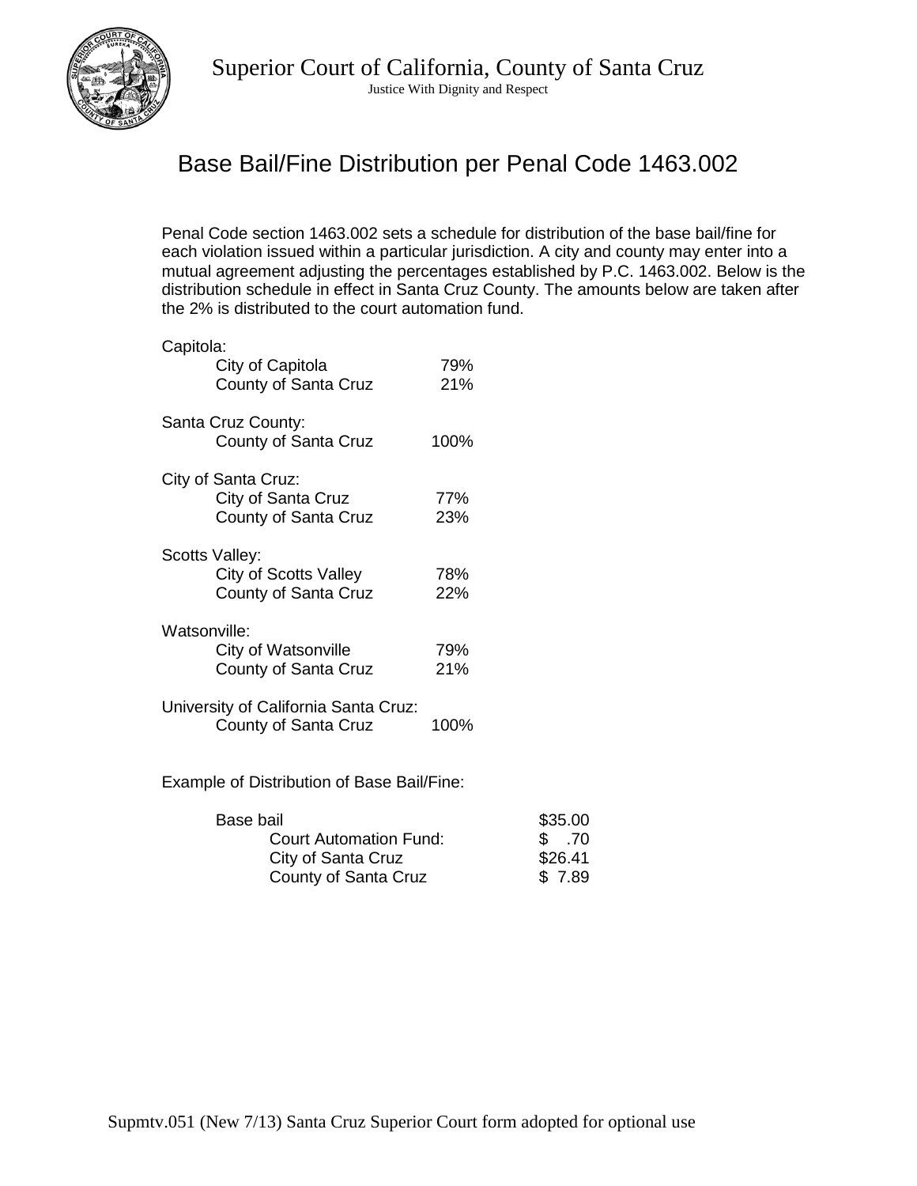Superior Court of California, County of Santa Cruz

Justice With Dignity and Respect

# Base Bail/Fine Distribution per Penal Code 1463.002

Penal Code section 1463.002 sets a schedule for distribution of the base bail/fine for each violation issued within a particular jurisdiction. A city and county may enter into a mutual agreement adjusting the percentages established by P.C. 1463.002. Below is the distribution schedule in effect in Santa Cruz County. The amounts below are taken after the 2% is distributed to the court automation fund.

| | |
|---|---|
| **Capitola:** | |
| City of Capitola | 79% |
| County of Santa Cruz | 21% |
| **Santa Cruz County:** | |
| County of Santa Cruz | 100% |
| **City of Santa Cruz:** | |
| City of Santa Cruz | 77% |
| County of Santa Cruz | 23% |
| **Scotts Valley:** | |
| City of Scotts Valley | 78% |
| County of Santa Cruz | 22% |
| **Watsonville:** | |
| City of Watsonville | 79% |
| County of Santa Cruz | 21% |
| **University of California Santa Cruz:** | |
| County of Santa Cruz | 100% |

Example of Distribution of Base Bail/Fine:

| | |
|---|---|
| Base bail | $35.00 |
| Court Automation Fund: | $ .70 |
| City of Santa Cruz | $26.41 |
| County of Santa Cruz | $ 7.89 |

Supmtv.051 (New 7/13) Santa Cruz Superior Court form adopted for optional use